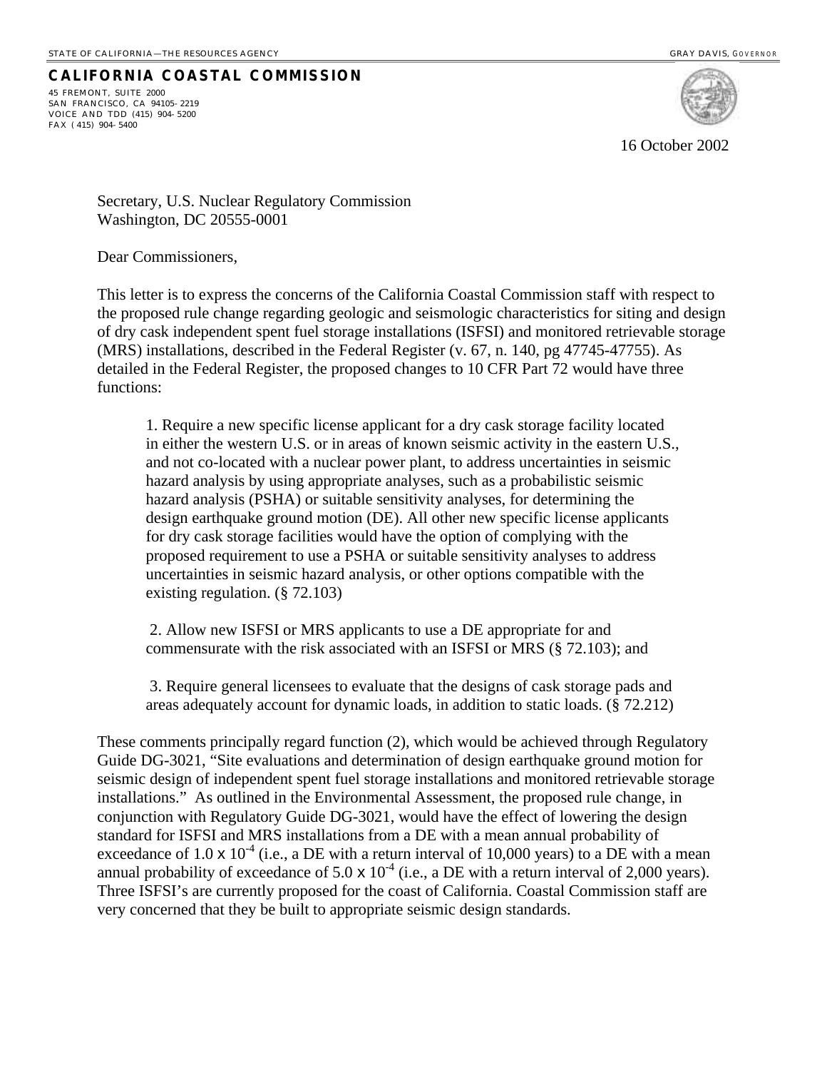STATE OF CALIFORNIA—THE RESOURCES AGENCY

GRAY DAVIS, GOVERNOR

**CALIFORNIA COASTAL COMMISSION**

45 FREMONT, SUITE 2000
SAN FRANCISCO, CA 94105-2219
VOICE AND TDD (415) 904-5200
FAX (415) 904-5400

16 October 2002

Secretary, U.S. Nuclear Regulatory Commission
Washington, DC 20555-0001

Dear Commissioners,

This letter is to express the concerns of the California Coastal Commission staff with respect to the proposed rule change regarding geologic and seismologic characteristics for siting and design of dry cask independent spent fuel storage installations (ISFSI) and monitored retrievable storage (MRS) installations, described in the Federal Register (v. 67, n. 140, pg 47745-47755). As detailed in the Federal Register, the proposed changes to 10 CFR Part 72 would have three functions:

> 1. Require a new specific license applicant for a dry cask storage facility located in either the western U.S. or in areas of known seismic activity in the eastern U.S., and not co-located with a nuclear power plant, to address uncertainties in seismic hazard analysis by using appropriate analyses, such as a probabilistic seismic hazard analysis (PSHA) or suitable sensitivity analyses, for determining the design earthquake ground motion (DE). All other new specific license applicants for dry cask storage facilities would have the option of complying with the proposed requirement to use a PSHA or suitable sensitivity analyses to address uncertainties in seismic hazard analysis, or other options compatible with the existing regulation. (§ 72.103)
>
> 2. Allow new ISFSI or MRS applicants to use a DE appropriate for and commensurate with the risk associated with an ISFSI or MRS (§ 72.103); and
>
> 3. Require general licensees to evaluate that the designs of cask storage pads and areas adequately account for dynamic loads, in addition to static loads. (§ 72.212)

These comments principally regard function (2), which would be achieved through Regulatory Guide DG-3021, "Site evaluations and determination of design earthquake ground motion for seismic design of independent spent fuel storage installations and monitored retrievable storage installations." As outlined in the Environmental Assessment, the proposed rule change, in conjunction with Regulatory Guide DG-3021, would have the effect of lowering the design standard for ISFSI and MRS installations from a DE with a mean annual probability of exceedance of $1.0 \times 10^{-4}$ (i.e., a DE with a return interval of 10,000 years) to a DE with a mean annual probability of exceedance of $5.0 \times 10^{-4}$ (i.e., a DE with a return interval of 2,000 years). Three ISFSI's are currently proposed for the coast of California. Coastal Commission staff are very concerned that they be built to appropriate seismic design standards.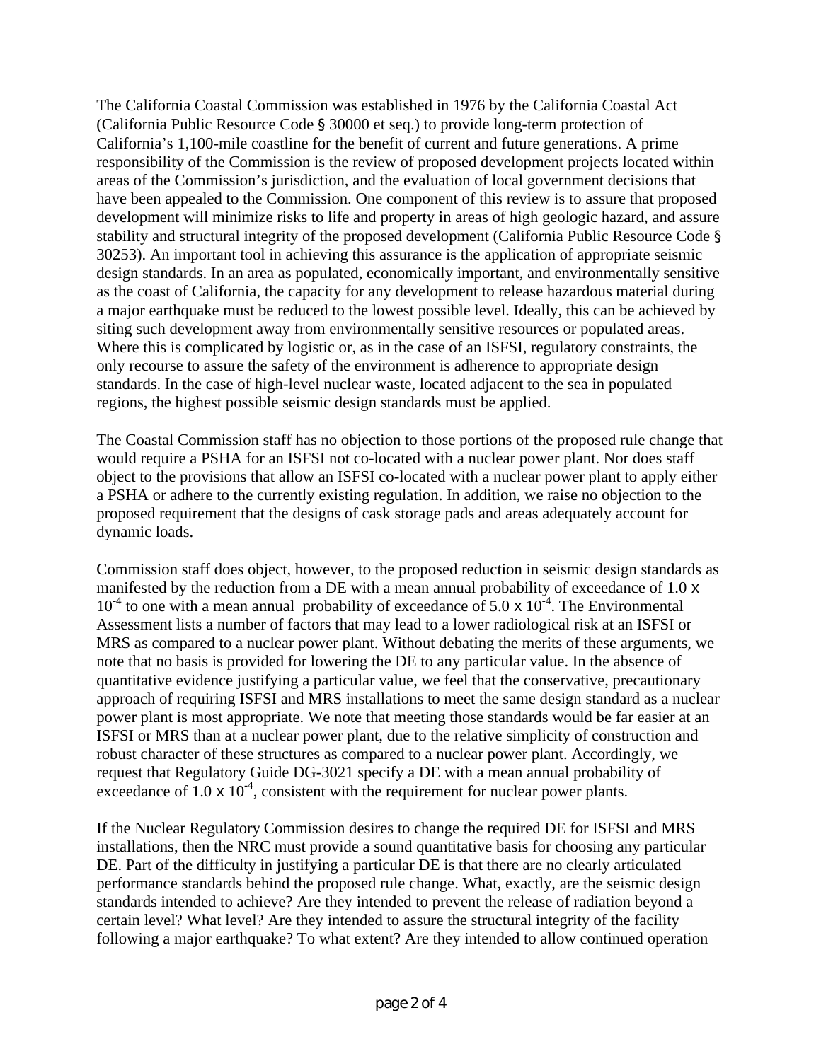The California Coastal Commission was established in 1976 by the California Coastal Act (California Public Resource Code § 30000 et seq.) to provide long-term protection of California's 1,100-mile coastline for the benefit of current and future generations. A prime responsibility of the Commission is the review of proposed development projects located within areas of the Commission's jurisdiction, and the evaluation of local government decisions that have been appealed to the Commission. One component of this review is to assure that proposed development will minimize risks to life and property in areas of high geologic hazard, and assure stability and structural integrity of the proposed development (California Public Resource Code § 30253). An important tool in achieving this assurance is the application of appropriate seismic design standards. In an area as populated, economically important, and environmentally sensitive as the coast of California, the capacity for any development to release hazardous material during a major earthquake must be reduced to the lowest possible level. Ideally, this can be achieved by siting such development away from environmentally sensitive resources or populated areas. Where this is complicated by logistic or, as in the case of an ISFSI, regulatory constraints, the only recourse to assure the safety of the environment is adherence to appropriate design standards. In the case of high-level nuclear waste, located adjacent to the sea in populated regions, the highest possible seismic design standards must be applied.

The Coastal Commission staff has no objection to those portions of the proposed rule change that would require a PSHA for an ISFSI not co-located with a nuclear power plant. Nor does staff object to the provisions that allow an ISFSI co-located with a nuclear power plant to apply either a PSHA or adhere to the currently existing regulation. In addition, we raise no objection to the proposed requirement that the designs of cask storage pads and areas adequately account for dynamic loads.

Commission staff does object, however, to the proposed reduction in seismic design standards as manifested by the reduction from a DE with a mean annual probability of exceedance of $1.0 \times 10^{-4}$ to one with a mean annual probability of exceedance of $5.0 \times 10^{-4}$. The Environmental Assessment lists a number of factors that may lead to a lower radiological risk at an ISFSI or MRS as compared to a nuclear power plant. Without debating the merits of these arguments, we note that no basis is provided for lowering the DE to any particular value. In the absence of quantitative evidence justifying a particular value, we feel that the conservative, precautionary approach of requiring ISFSI and MRS installations to meet the same design standard as a nuclear power plant is most appropriate. We note that meeting those standards would be far easier at an ISFSI or MRS than at a nuclear power plant, due to the relative simplicity of construction and robust character of these structures as compared to a nuclear power plant. Accordingly, we request that Regulatory Guide DG-3021 specify a DE with a mean annual probability of exceedance of $1.0 \times 10^{-4}$, consistent with the requirement for nuclear power plants.

If the Nuclear Regulatory Commission desires to change the required DE for ISFSI and MRS installations, then the NRC must provide a sound quantitative basis for choosing any particular DE. Part of the difficulty in justifying a particular DE is that there are no clearly articulated performance standards behind the proposed rule change. What, exactly, are the seismic design standards intended to achieve? Are they intended to prevent the release of radiation beyond a certain level? What level? Are they intended to assure the structural integrity of the facility following a major earthquake? To what extent? Are they intended to allow continued operation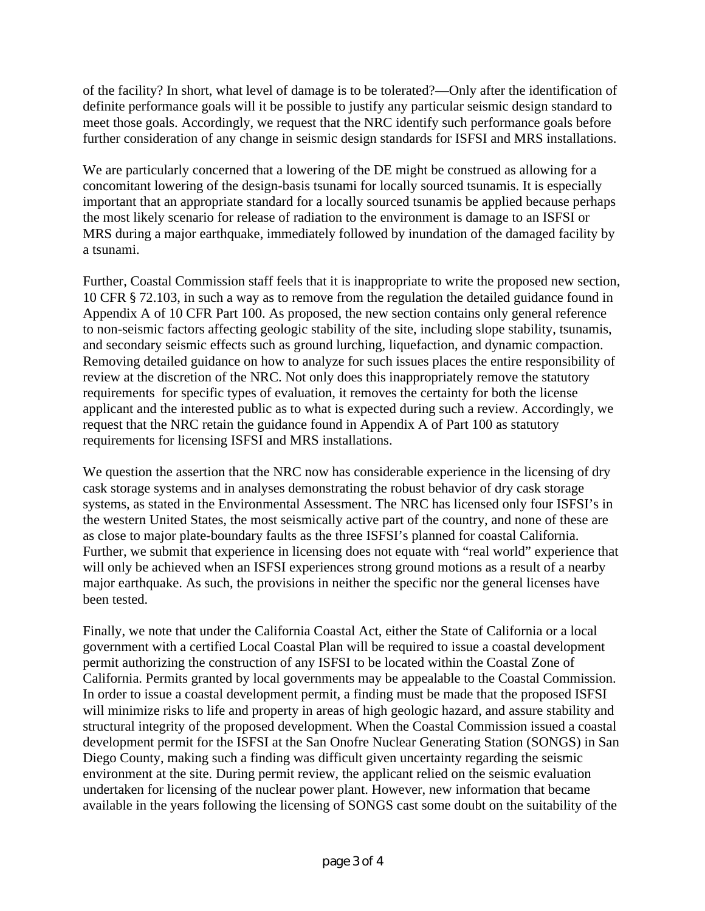of the facility? In short, what level of damage is to be tolerated?—Only after the identification of definite performance goals will it be possible to justify any particular seismic design standard to meet those goals. Accordingly, we request that the NRC identify such performance goals before further consideration of any change in seismic design standards for ISFSI and MRS installations.

We are particularly concerned that a lowering of the DE might be construed as allowing for a concomitant lowering of the design-basis tsunami for locally sourced tsunamis. It is especially important that an appropriate standard for a locally sourced tsunamis be applied because perhaps the most likely scenario for release of radiation to the environment is damage to an ISFSI or MRS during a major earthquake, immediately followed by inundation of the damaged facility by a tsunami.

Further, Coastal Commission staff feels that it is inappropriate to write the proposed new section, 10 CFR § 72.103, in such a way as to remove from the regulation the detailed guidance found in Appendix A of 10 CFR Part 100. As proposed, the new section contains only general reference to non-seismic factors affecting geologic stability of the site, including slope stability, tsunamis, and secondary seismic effects such as ground lurching, liquefaction, and dynamic compaction. Removing detailed guidance on how to analyze for such issues places the entire responsibility of review at the discretion of the NRC. Not only does this inappropriately remove the statutory requirements for specific types of evaluation, it removes the certainty for both the license applicant and the interested public as to what is expected during such a review. Accordingly, we request that the NRC retain the guidance found in Appendix A of Part 100 as statutory requirements for licensing ISFSI and MRS installations.

We question the assertion that the NRC now has considerable experience in the licensing of dry cask storage systems and in analyses demonstrating the robust behavior of dry cask storage systems, as stated in the Environmental Assessment. The NRC has licensed only four ISFSI's in the western United States, the most seismically active part of the country, and none of these are as close to major plate-boundary faults as the three ISFSI's planned for coastal California. Further, we submit that experience in licensing does not equate with "real world" experience that will only be achieved when an ISFSI experiences strong ground motions as a result of a nearby major earthquake. As such, the provisions in neither the specific nor the general licenses have been tested.

Finally, we note that under the California Coastal Act, either the State of California or a local government with a certified Local Coastal Plan will be required to issue a coastal development permit authorizing the construction of any ISFSI to be located within the Coastal Zone of California. Permits granted by local governments may be appealable to the Coastal Commission. In order to issue a coastal development permit, a finding must be made that the proposed ISFSI will minimize risks to life and property in areas of high geologic hazard, and assure stability and structural integrity of the proposed development. When the Coastal Commission issued a coastal development permit for the ISFSI at the San Onofre Nuclear Generating Station (SONGS) in San Diego County, making such a finding was difficult given uncertainty regarding the seismic environment at the site. During permit review, the applicant relied on the seismic evaluation undertaken for licensing of the nuclear power plant. However, new information that became available in the years following the licensing of SONGS cast some doubt on the suitability of the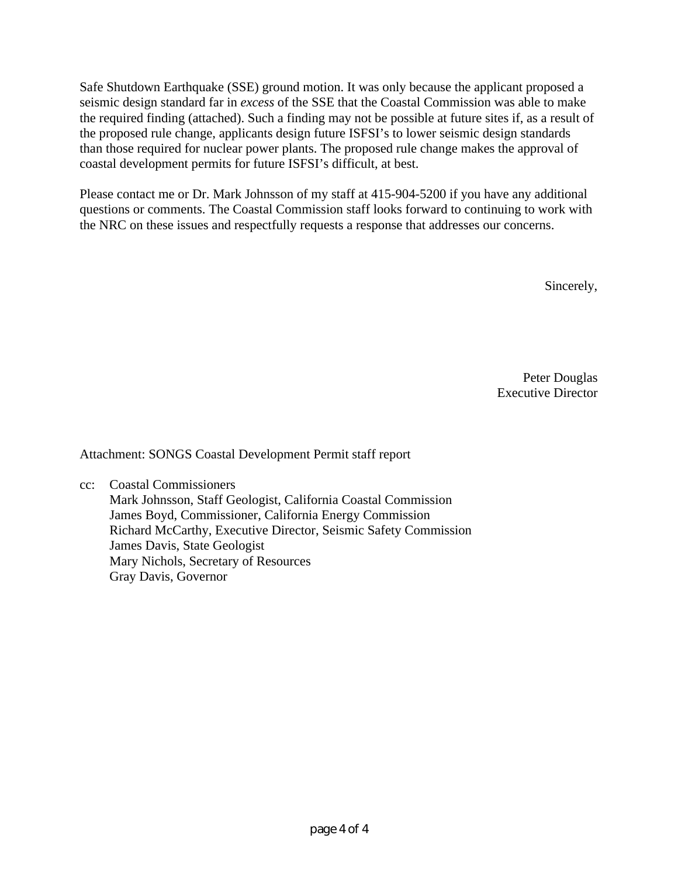Safe Shutdown Earthquake (SSE) ground motion. It was only because the applicant proposed a seismic design standard far in *excess* of the SSE that the Coastal Commission was able to make the required finding (attached). Such a finding may not be possible at future sites if, as a result of the proposed rule change, applicants design future ISFSI's to lower seismic design standards than those required for nuclear power plants. The proposed rule change makes the approval of coastal development permits for future ISFSI's difficult, at best.

Please contact me or Dr. Mark Johnsson of my staff at 415-904-5200 if you have any additional questions or comments. The Coastal Commission staff looks forward to continuing to work with the NRC on these issues and respectfully requests a response that addresses our concerns.

Sincerely,

Peter Douglas
Executive Director

Attachment: SONGS Coastal Development Permit staff report

cc: Coastal Commissioners
Mark Johnsson, Staff Geologist, California Coastal Commission
James Boyd, Commissioner, California Energy Commission
Richard McCarthy, Executive Director, Seismic Safety Commission
James Davis, State Geologist
Mary Nichols, Secretary of Resources
Gray Davis, Governor